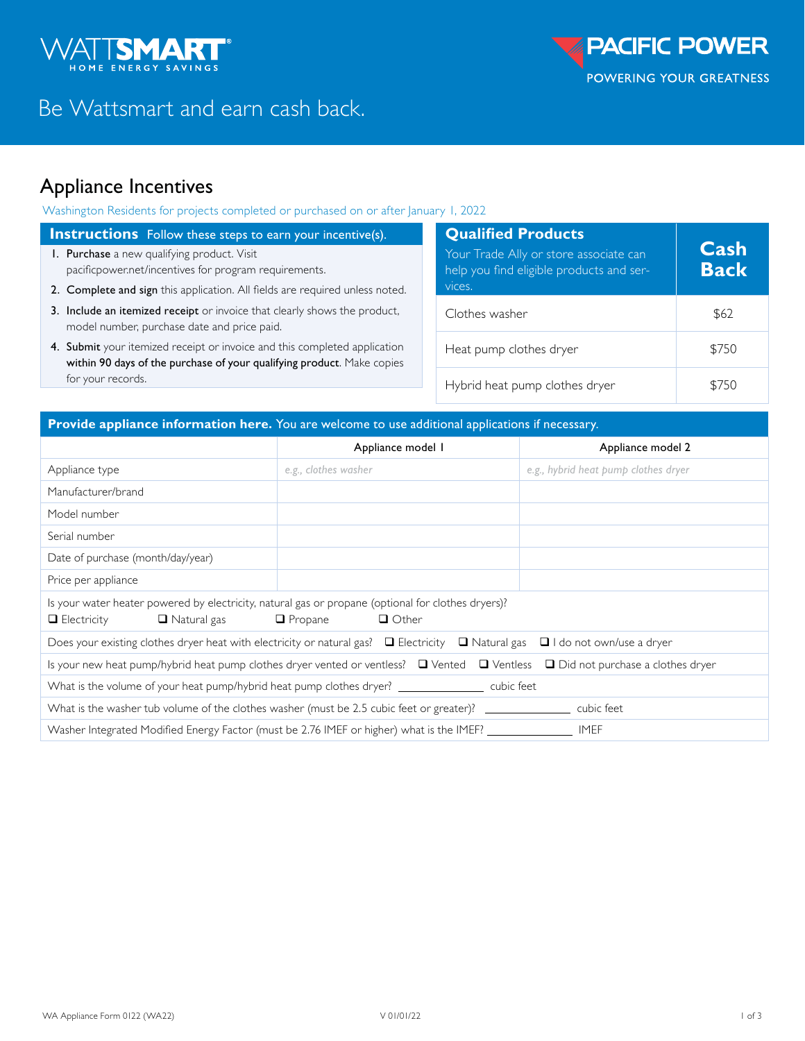WATTSMART® HOME ENERGY SAVINGS

PACIFIC POWER
POWERING YOUR GREATNESS

Be Wattsmart and earn cash back.

# Appliance Incentives

Washington Residents for projects completed or purchased on or after January 1, 2022

## Instructions Follow these steps to earn your incentive(s).

1. **Purchase** a new qualifying product. Visit pacificpower.net/incentives for program requirements.
2. **Complete and sign** this application. All fields are required unless noted.
3. **Include an itemized receipt** or invoice that clearly shows the product, model number, purchase date and price paid.
4. **Submit** your itemized receipt or invoice and this completed application **within 90 days of the purchase of your qualifying product**. Make copies for your records.

| **Qualified Products** Your Trade Ally or store associate can help you find eligible products and services. | **Cash Back** |
|---|---|
| Clothes washer | $62 |
| Heat pump clothes dryer | $750 |
| Hybrid heat pump clothes dryer | $750 |

**Provide appliance information here.** You are welcome to use additional applications if necessary.

| | Appliance model 1 | Appliance model 2 |
|---|---|---|
| Appliance type | *e.g., clothes washer* | *e.g., hybrid heat pump clothes dryer* |
| Manufacturer/brand | | |
| Model number | | |
| Serial number | | |
| Date of purchase (month/day/year) | | |
| Price per appliance | | |

Is your water heater powered by electricity, natural gas or propane (optional for clothes dryers)?
❑ Electricity ❑ Natural gas ❑ Propane ❑ Other

Does your existing clothes dryer heat with electricity or natural gas? ❑ Electricity ❑ Natural gas ❑ I do not own/use a dryer

Is your new heat pump/hybrid heat pump clothes dryer vented or ventless? ❑ Vented ❑ Ventless ❑ Did not purchase a clothes dryer

What is the volume of your heat pump/hybrid heat pump clothes dryer? ______________ cubic feet

What is the washer tub volume of the clothes washer (must be 2.5 cubic feet or greater)? ______________ cubic feet

Washer Integrated Modified Energy Factor (must be 2.76 IMEF or higher) what is the IMEF? ______________ IMEF

WA Appliance Form 0122 (WA22) V 01/01/22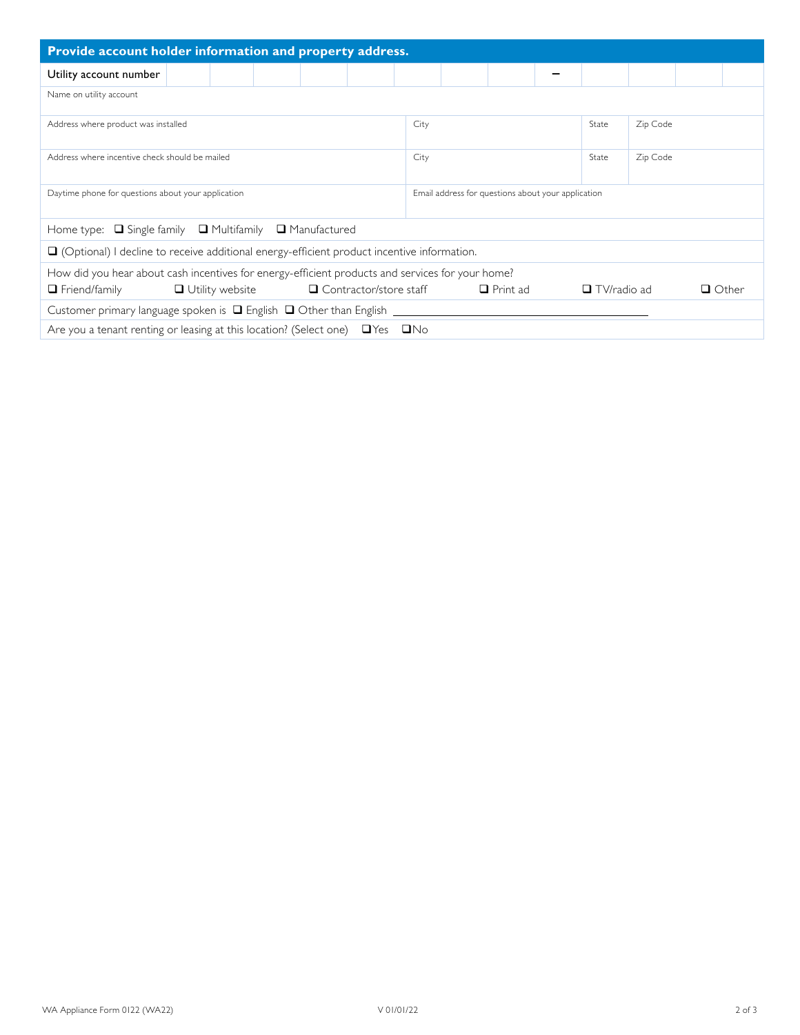## Provide account holder information and property address.

| Utility account number | | | | | | | | | – | | | | |
|---|---|---|---|---|---|---|---|---|---|---|---|---|---|

| Name on utility account | | | |
|---|---|---|---|
| Address where product was installed | City | State | Zip Code |
| Address where incentive check should be mailed | City | State | Zip Code |
| Daytime phone for questions about your application | Email address for questions about your application | | |

Home type: ❑ Single family ❑ Multifamily ❑ Manufactured

❑ (Optional) I decline to receive additional energy-efficient product incentive information.

How did you hear about cash incentives for energy-efficient products and services for your home?

❑ Friend/family ❑ Utility website ❑ Contractor/store staff ❑ Print ad ❑ TV/radio ad ❑ Other

Customer primary language spoken is ❑ English ❑ Other than English ______________________________

Are you a tenant renting or leasing at this location? (Select one) ❑ Yes ❑ No

WA Appliance Form 0122 (WA22) V 01/01/22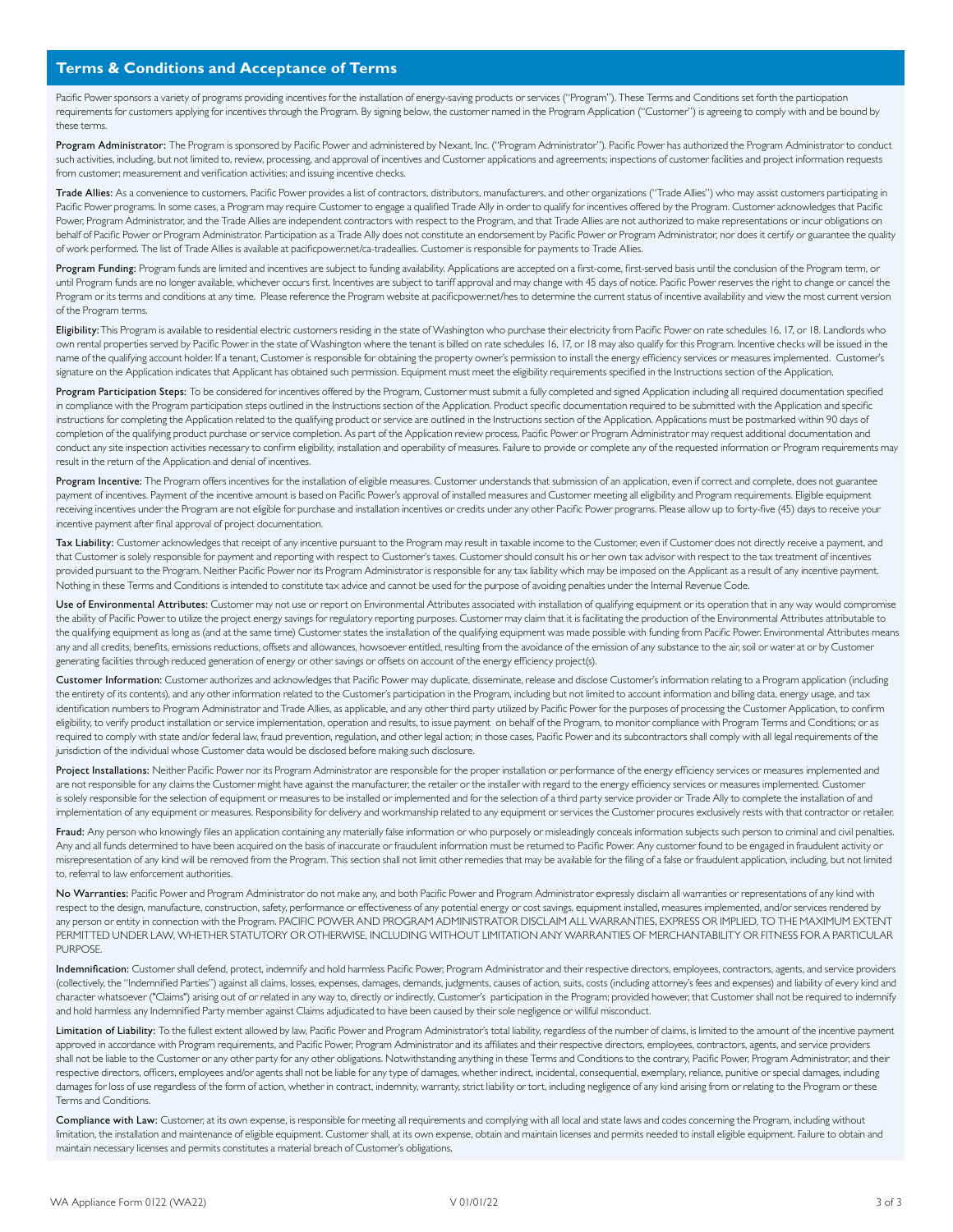## Terms & Conditions and Acceptance of Terms

Pacific Power sponsors a variety of programs providing incentives for the installation of energy-saving products or services ("Program"). These Terms and Conditions set forth the participation requirements for customers applying for incentives through the Program. By signing below, the customer named in the Program Application ("Customer") is agreeing to comply with and be bound by these terms.

**Program Administrator:** The Program is sponsored by Pacific Power and administered by Nexant, Inc. ("Program Administrator"). Pacific Power has authorized the Program Administrator to conduct such activities, including, but not limited to, review, processing, and approval of incentives and Customer applications and agreements; inspections of customer facilities and project information requests from customer; measurement and verification activities; and issuing incentive checks.

**Trade Allies:** As a convenience to customers, Pacific Power provides a list of contractors, distributors, manufacturers, and other organizations ("Trade Allies") who may assist customers participating in Pacific Power programs. In some cases, a Program may require Customer to engage a qualified Trade Ally in order to qualify for incentives offered by the Program. Customer acknowledges that Pacific Power, Program Administrator, and the Trade Allies are independent contractors with respect to the Program, and that Trade Allies are not authorized to make representations or incur obligations on behalf of Pacific Power or Program Administrator. Participation as a Trade Ally does not constitute an endorsement by Pacific Power or Program Administrator, nor does it certify or guarantee the quality of work performed. The list of Trade Allies is available at pacificpower.net/ca-tradeallies. Customer is responsible for payments to Trade Allies.

**Program Funding:** Program funds are limited and incentives are subject to funding availability. Applications are accepted on a first-come, first-served basis until the conclusion of the Program term, or until Program funds are no longer available, whichever occurs first. Incentives are subject to tariff approval and may change with 45 days of notice. Pacific Power reserves the right to change or cancel the Program or its terms and conditions at any time. Please reference the Program website at pacificpower.net/hes to determine the current status of incentive availability and view the most current version of the Program terms.

**Eligibility:** This Program is available to residential electric customers residing in the state of Washington who purchase their electricity from Pacific Power on rate schedules 16, 17, or 18. Landlords who own rental properties served by Pacific Power in the state of Washington where the tenant is billed on rate schedules 16, 17, or 18 may also qualify for this Program. Incentive checks will be issued in the name of the qualifying account holder. If a tenant, Customer is responsible for obtaining the property owner's permission to install the energy efficiency services or measures implemented. Customer's signature on the Application indicates that Applicant has obtained such permission. Equipment must meet the eligibility requirements specified in the Instructions section of the Application.

**Program Participation Steps:** To be considered for incentives offered by the Program, Customer must submit a fully completed and signed Application including all required documentation specified in compliance with the Program participation steps outlined in the Instructions section of the Application. Product specific documentation required to be submitted with the Application and specific instructions for completing the Application related to the qualifying product or service are outlined in the Instructions section of the Application. Applications must be postmarked within 90 days of completion of the qualifying product purchase or service completion. As part of the Application review process, Pacific Power or Program Administrator may request additional documentation and conduct any site inspection activities necessary to confirm eligibility, installation and operability of measures. Failure to provide or complete any of the requested information or Program requirements may result in the return of the Application and denial of incentives.

**Program Incentive:** The Program offers incentives for the installation of eligible measures. Customer understands that submission of an application, even if correct and complete, does not guarantee payment of incentives. Payment of the incentive amount is based on Pacific Power's approval of installed measures and Customer meeting all eligibility and Program requirements. Eligible equipment receiving incentives under the Program are not eligible for purchase and installation incentives or credits under any other Pacific Power programs. Please allow up to forty-five (45) days to receive your incentive payment after final approval of project documentation.

**Tax Liability:** Customer acknowledges that receipt of any incentive pursuant to the Program may result in taxable income to the Customer, even if Customer does not directly receive a payment, and that Customer is solely responsible for payment and reporting with respect to Customer's taxes. Customer should consult his or her own tax advisor with respect to the tax treatment of incentives provided pursuant to the Program. Neither Pacific Power nor its Program Administrator is responsible for any tax liability which may be imposed on the Applicant as a result of any incentive payment. Nothing in these Terms and Conditions is intended to constitute tax advice and cannot be used for the purpose of avoiding penalties under the Internal Revenue Code.

**Use of Environmental Attributes:** Customer may not use or report on Environmental Attributes associated with installation of qualifying equipment or its operation that in any way would compromise the ability of Pacific Power to utilize the project energy savings for regulatory reporting purposes. Customer may claim that it is facilitating the production of the Environmental Attributes attributable to the qualifying equipment as long as (and at the same time) Customer states the installation of the qualifying equipment was made possible with funding from Pacific Power. Environmental Attributes means any and all credits, benefits, emissions reductions, offsets and allowances, howsoever entitled, resulting from the avoidance of the emission of any substance to the air, soil or water at or by Customer generating facilities through reduced generation of energy or other savings or offsets on account of the energy efficiency project(s).

**Customer Information:** Customer authorizes and acknowledges that Pacific Power may duplicate, disseminate, release and disclose Customer's information relating to a Program application (including the entirety of its contents), and any other information related to the Customer's participation in the Program, including but not limited to account information and billing data, energy usage, and tax identification numbers to Program Administrator and Trade Allies, as applicable, and any other third party utilized by Pacific Power for the purposes of processing the Customer Application, to confirm eligibility, to verify product installation or service implementation, operation and results, to issue payment on behalf of the Program, to monitor compliance with Program Terms and Conditions; or as required to comply with state and/or federal law, fraud prevention, regulation, and other legal action; in those cases, Pacific Power and its subcontractors shall comply with all legal requirements of the jurisdiction of the individual whose Customer data would be disclosed before making such disclosure.

**Project Installations:** Neither Pacific Power nor its Program Administrator are responsible for the proper installation or performance of the energy efficiency services or measures implemented and are not responsible for any claims the Customer might have against the manufacturer, the retailer or the installer with regard to the energy efficiency services or measures implemented. Customer is solely responsible for the selection of equipment or measures to be installed or implemented and for the selection of a third party service provider or Trade Ally to complete the installation of and implementation of any equipment or measures. Responsibility for delivery and workmanship related to any equipment or services the Customer procures exclusively rests with that contractor or retailer.

**Fraud:** Any person who knowingly files an application containing any materially false information or who purposely or misleadingly conceals information subjects such person to criminal and civil penalties. Any and all funds determined to have been acquired on the basis of inaccurate or fraudulent information must be returned to Pacific Power. Any customer found to be engaged in fraudulent activity or misrepresentation of any kind will be removed from the Program. This section shall not limit other remedies that may be available for the filing of a false or fraudulent application, including, but not limited to, referral to law enforcement authorities.

**No Warranties:** Pacific Power and Program Administrator do not make any, and both Pacific Power and Program Administrator expressly disclaim all warranties or representations of any kind with respect to the design, manufacture, construction, safety, performance or effectiveness of any potential energy or cost savings, equipment installed, measures implemented, and/or services rendered by any person or entity in connection with the Program. PACIFIC POWER AND PROGRAM ADMINISTRATOR DISCLAIM ALL WARRANTIES, EXPRESS OR IMPLIED, TO THE MAXIMUM EXTENT PERMITTED UNDER LAW, WHETHER STATUTORY OR OTHERWISE, INCLUDING WITHOUT LIMITATION ANY WARRANTIES OF MERCHANTABILITY OR FITNESS FOR A PARTICULAR PURPOSE.

**Indemnification:** Customer shall defend, protect, indemnify and hold harmless Pacific Power, Program Administrator and their respective directors, employees, contractors, agents, and service providers (collectively, the "Indemnified Parties") against all claims, losses, expenses, damages, demands, judgments, causes of action, suits, costs (including attorney's fees and expenses) and liability of every kind and character whatsoever ("Claims") arising out of or related in any way to, directly or indirectly, Customer's participation in the Program; provided however, that Customer shall not be required to indemnify and hold harmless any Indemnified Party member against Claims adjudicated to have been caused by their sole negligence or willful misconduct.

**Limitation of Liability:** To the fullest extent allowed by law, Pacific Power and Program Administrator's total liability, regardless of the number of claims, is limited to the amount of the incentive payment approved in accordance with Program requirements, and Pacific Power, Program Administrator and its affiliates and their respective directors, employees, contractors, agents, and service providers shall not be liable to the Customer or any other party for any other obligations. Notwithstanding anything in these Terms and Conditions to the contrary, Pacific Power, Program Administrator, and their respective directors, officers, employees and/or agents shall not be liable for any type of damages, whether indirect, incidental, consequential, exemplary, reliance, punitive or special damages, including damages for loss of use regardless of the form of action, whether in contract, indemnity, warranty, strict liability or tort, including negligence of any kind arising from or relating to the Program or these Terms and Conditions.

**Compliance with Law:** Customer, at its own expense, is responsible for meeting all requirements and complying with all local and state laws and codes concerning the Program, including without limitation, the installation and maintenance of eligible equipment. Customer shall, at its own expense, obtain and maintain licenses and permits needed to install eligible equipment. Failure to obtain and maintain necessary licenses and permits constitutes a material breach of Customer's obligations.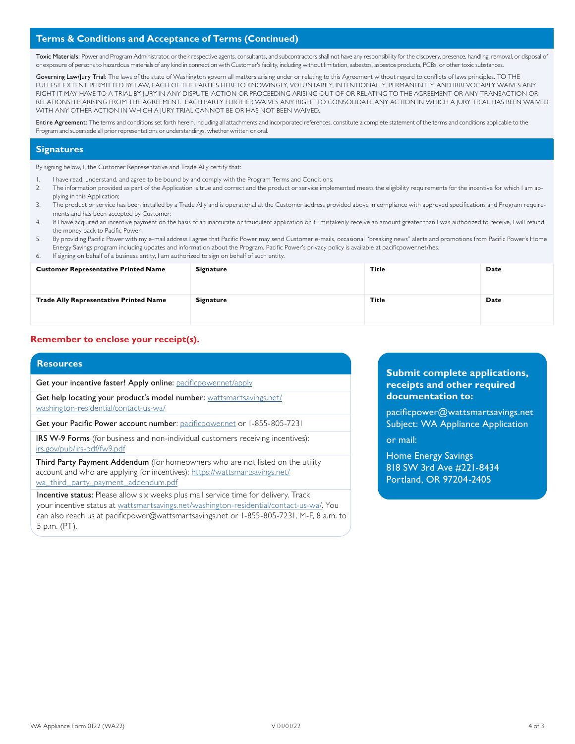## Terms & Conditions and Acceptance of Terms (Continued)

**Toxic Materials:** Power and Program Administrator, or their respective agents, consultants, and subcontractors shall not have any responsibility for the discovery, presence, handling, removal, or disposal of or exposure of persons to hazardous materials of any kind in connection with Customer's facility, including without limitation, asbestos, asbestos products, PCBs, or other toxic substances.

**Governing Law/Jury Trial:** The laws of the state of Washington govern all matters arising under or relating to this Agreement without regard to conflicts of laws principles. TO THE FULLEST EXTENT PERMITTED BY LAW, EACH OF THE PARTIES HERETO KNOWINGLY, VOLUNTARILY, INTENTIONALLY, PERMANENTLY, AND IRREVOCABLY WAIVES ANY RIGHT IT MAY HAVE TO A TRIAL BY JURY IN ANY DISPUTE, ACTION OR PROCEEDING ARISING OUT OF OR RELATING TO THE AGREEMENT OR ANY TRANSACTION OR RELATIONSHIP ARISING FROM THE AGREEMENT. EACH PARTY FURTHER WAIVES ANY RIGHT TO CONSOLIDATE ANY ACTION IN WHICH A JURY TRIAL HAS BEEN WAIVED WITH ANY OTHER ACTION IN WHICH A JURY TRIAL CANNOT BE OR HAS NOT BEEN WAIVED.

**Entire Agreement:** The terms and conditions set forth herein, including all attachments and incorporated references, constitute a complete statement of the terms and conditions applicable to the Program and supersede all prior representations or understandings, whether written or oral.

## Signatures

By signing below, I, the Customer Representative and Trade Ally certify that:

1. I have read, understand, and agree to be bound by and comply with the Program Terms and Conditions;
2. The information provided as part of the Application is true and correct and the product or service implemented meets the eligibility requirements for the incentive for which I am applying in this Application;
3. The product or service has been installed by a Trade Ally and is operational at the Customer address provided above in compliance with approved specifications and Program requirements and has been accepted by Customer;
4. If I have acquired an incentive payment on the basis of an inaccurate or fraudulent application or if I mistakenly receive an amount greater than I was authorized to receive, I will refund the money back to Pacific Power.
5. By providing Pacific Power with my e-mail address I agree that Pacific Power may send Customer e-mails, occasional "breaking news" alerts and promotions from Pacific Power's Home Energy Savings program including updates and information about the Program. Pacific Power's privacy policy is available at pacificpower.net/hes.
6. If signing on behalf of a business entity, I am authorized to sign on behalf of such entity.

| Customer Representative Printed Name | Signature | Title | Date |
|---|---|---|---|
| | | | |
| **Trade Ally Representative Printed Name** | **Signature** | **Title** | **Date** |
| | | | |

**Remember to enclose your receipt(s).**

### Resources

Get your incentive faster! Apply online: pacificpower.net/apply

Get help locating your product's model number: wattsmartsavings.net/washington-residential/contact-us-wa/

Get your Pacific Power account number: pacificpower.net or 1-855-805-7231

**IRS W-9 Forms** (for business and non-individual customers receiving incentives): irs.gov/pub/irs-pdf/fw9.pdf

**Third Party Payment Addendum** (for homeowners who are not listed on the utility account and who are applying for incentives): https://wattsmartsavings.net/wa_third_party_payment_addendum.pdf

**Incentive status:** Please allow six weeks plus mail service time for delivery. Track your incentive status at wattsmartsavings.net/washington-residential/contact-us-wa/. You can also reach us at pacificpower@wattsmartsavings.net or 1-855-805-7231, M-F, 8 a.m. to 5 p.m. (PT).

**Submit complete applications, receipts and other required documentation to:**

pacificpower@wattsmartsavings.net
Subject: WA Appliance Application

or mail:

Home Energy Savings
818 SW 3rd Ave #221-8434
Portland, OR 97204-2405

WA Appliance Form 0122 (WA22) V 01/01/22